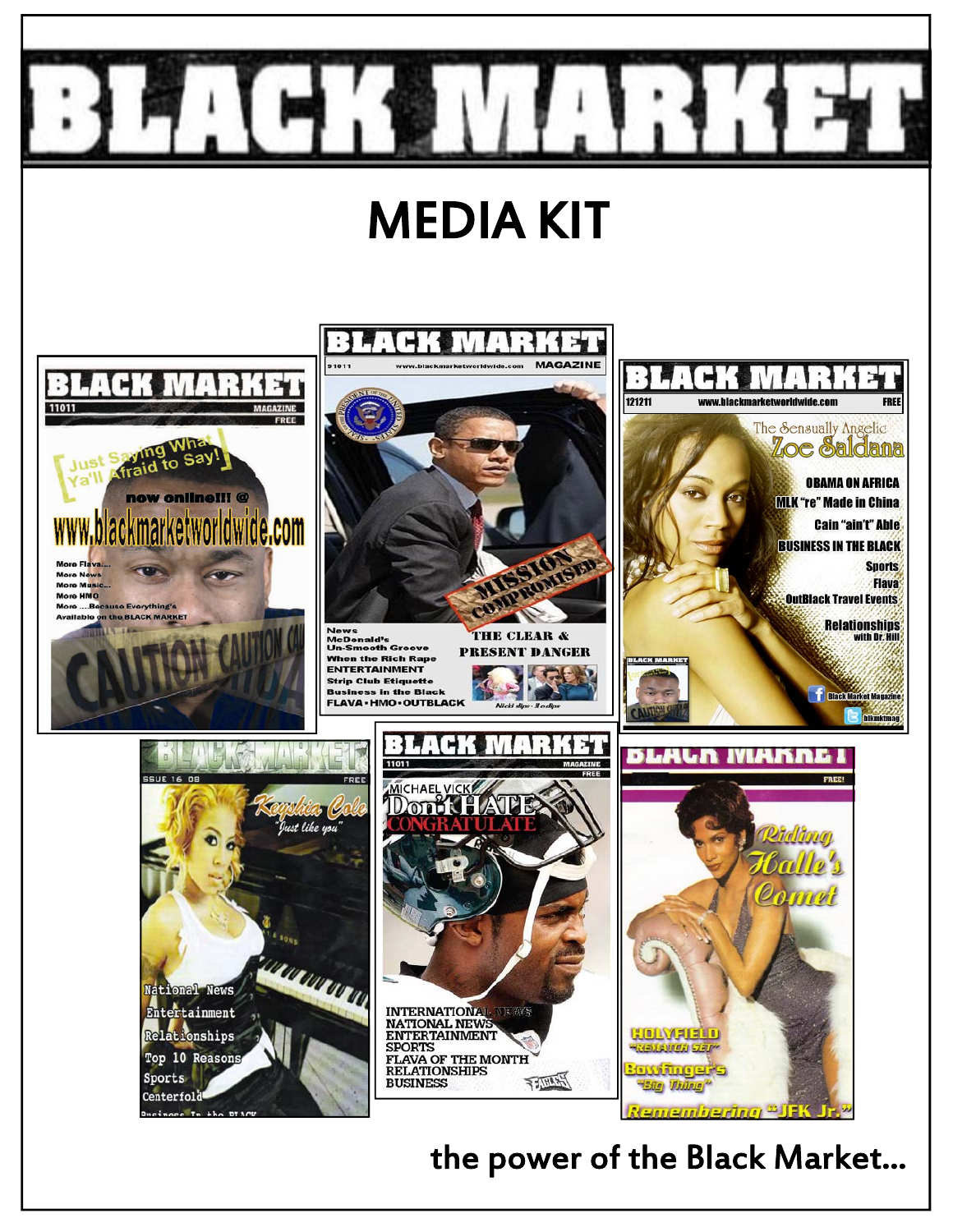# BLACK MARKET

## MEDIA KIT

**the power of the Black Market...**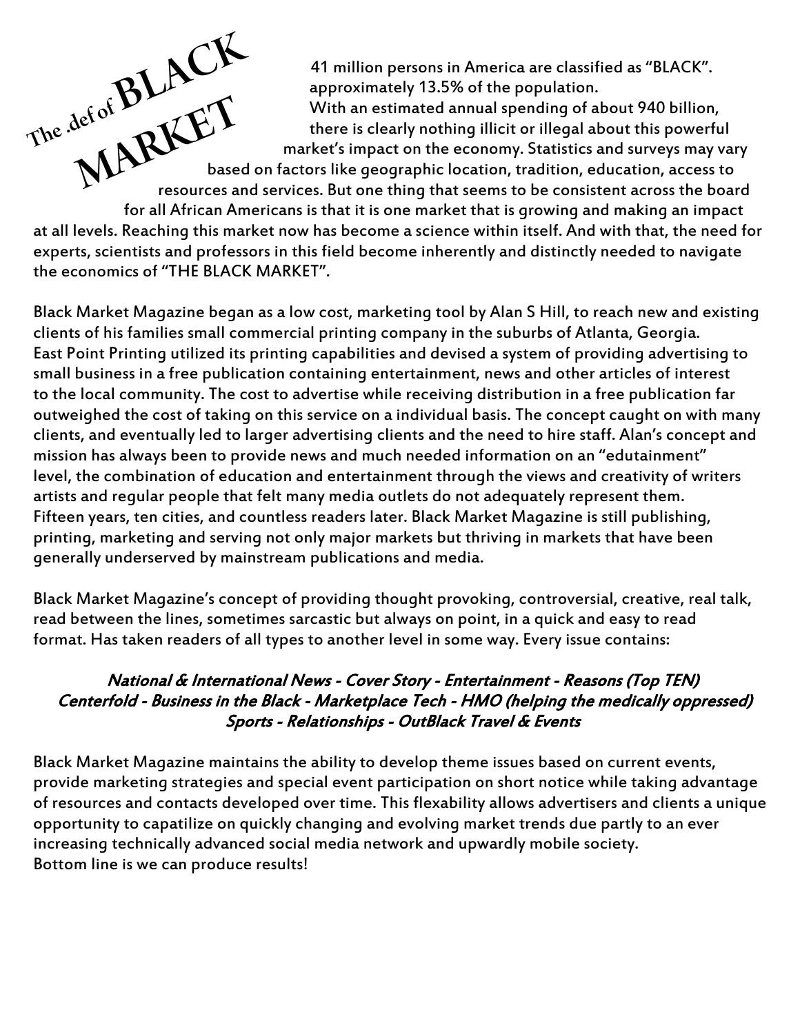# The .def of BLACK MARKET

41 million persons in America are classified as "BLACK". approximately 13.5% of the population. With an estimated annual spending of about 940 billion, there is clearly nothing illicit or illegal about this powerful market's impact on the economy. Statistics and surveys may vary based on factors like geographic location, tradition, education, access to resources and services. But one thing that seems to be consistent across the board for all African Americans is that it is one market that is growing and making an impact at all levels. Reaching this market now has become a science within itself. And with that, the need for experts, scientists and professors in this field become inherently and distinctly needed to navigate the economics of "THE BLACK MARKET".

Black Market Magazine began as a low cost, marketing tool by Alan S Hill, to reach new and existing clients of his families small commercial printing company in the suburbs of Atlanta, Georgia. East Point Printing utilized its printing capabilities and devised a system of providing advertising to small business in a free publication containing entertainment, news and other articles of interest to the local community. The cost to advertise while receiving distribution in a free publication far outweighed the cost of taking on this service on a individual basis. The concept caught on with many clients, and eventually led to larger advertising clients and the need to hire staff. Alan's concept and mission has always been to provide news and much needed information on an "edutainment" level, the combination of education and entertainment through the views and creativity of writers artists and regular people that felt many media outlets do not adequately represent them. Fifteen years, ten cities, and countless readers later. Black Market Magazine is still publishing, printing, marketing and serving not only major markets but thriving in markets that have been generally underserved by mainstream publications and media.

Black Market Magazine's concept of providing thought provoking, controversial, creative, real talk, read between the lines, sometimes sarcastic but always on point, in a quick and easy to read format. Has taken readers of all types to another level in some way. Every issue contains:

***National & International News - Cover Story - Entertainment - Reasons (Top TEN)***
***Centerfold - Business in the Black - Marketplace Tech - HMO (helping the medically oppressed)***
***Sports - Relationships - OutBlack Travel & Events***

Black Market Magazine maintains the ability to develop theme issues based on current events, provide marketing strategies and special event participation on short notice while taking advantage of resources and contacts developed over time. This flexability allows advertisers and clients a unique opportunity to capatilize on quickly changing and evolving market trends due partly to an ever increasing technically advanced social media network and upwardly mobile society.
Bottom line is we can produce results!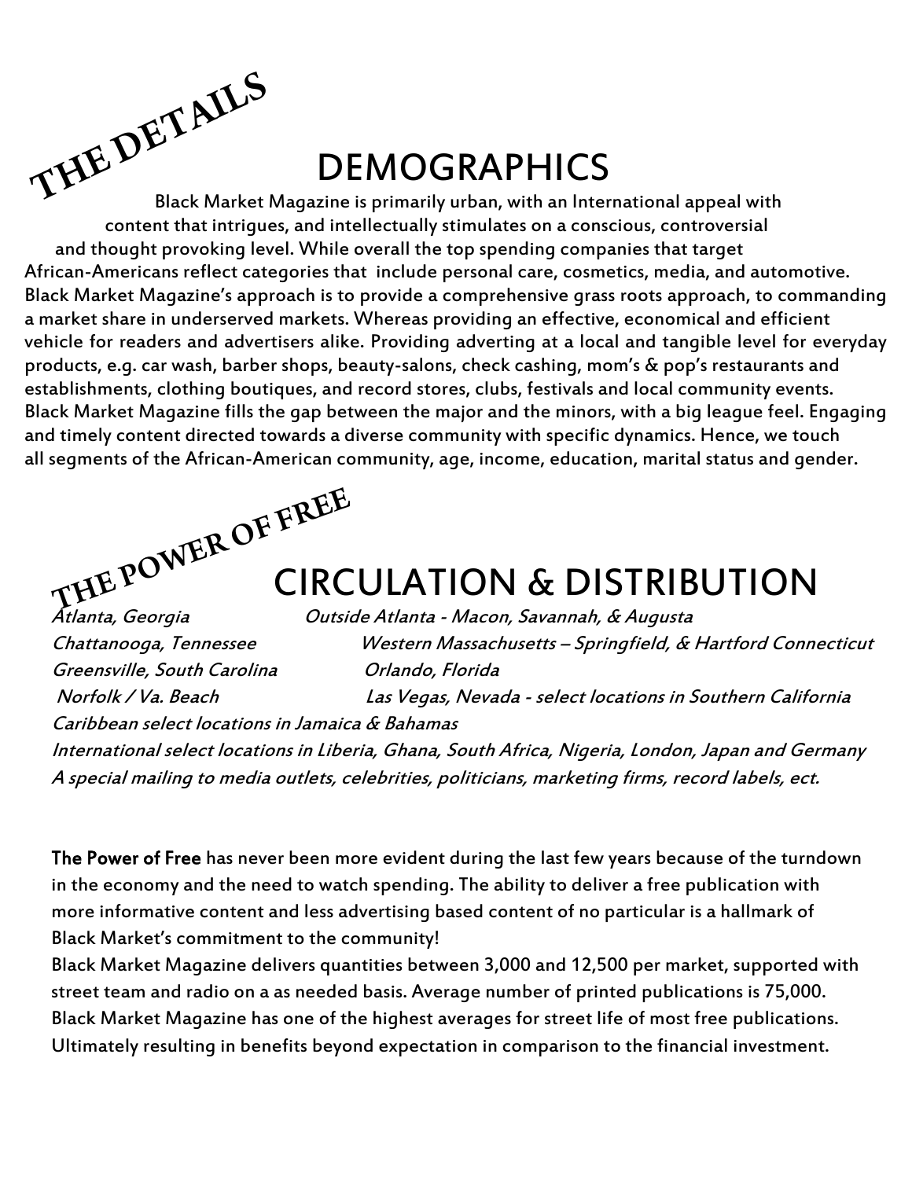# THE DETAILS

## DEMOGRAPHICS

Black Market Magazine is primarily urban, with an International appeal with content that intrigues, and intellectually stimulates on a conscious, controversial and thought provoking level. While overall the top spending companies that target African-Americans reflect categories that include personal care, cosmetics, media, and automotive. Black Market Magazine's approach is to provide a comprehensive grass roots approach, to commanding a market share in underserved markets. Whereas providing an effective, economical and efficient vehicle for readers and advertisers alike. Providing adverting at a local and tangible level for everyday products, e.g. car wash, barber shops, beauty-salons, check cashing, mom's & pop's restaurants and establishments, clothing boutiques, and record stores, clubs, festivals and local community events. Black Market Magazine fills the gap between the major and the minors, with a big league feel. Engaging and timely content directed towards a diverse community with specific dynamics. Hence, we touch all segments of the African-American community, age, income, education, marital status and gender.

# THE POWER OF FREE

## CIRCULATION & DISTRIBUTION

*Atlanta, Georgia*
*Outside Atlanta - Macon, Savannah, & Augusta*
*Chattanooga, Tennessee*
*Western Massachusetts – Springfield, & Hartford Connecticut*
*Greensville, South Carolina*
*Orlando, Florida*
*Norfolk / Va. Beach*
*Las Vegas, Nevada - select locations in Southern California*
*Caribbean select locations in Jamaica & Bahamas*
*International select locations in Liberia, Ghana, South Africa, Nigeria, London, Japan and Germany*
*A special mailing to media outlets, celebrities, politicians, marketing firms, record labels, ect.*

**The Power of Free** has never been more evident during the last few years because of the turndown in the economy and the need to watch spending. The ability to deliver a free publication with more informative content and less advertising based content of no particular is a hallmark of Black Market's commitment to the community!

Black Market Magazine delivers quantities between 3,000 and 12,500 per market, supported with street team and radio on a as needed basis. Average number of printed publications is 75,000. Black Market Magazine has one of the highest averages for street life of most free publications. Ultimately resulting in benefits beyond expectation in comparison to the financial investment.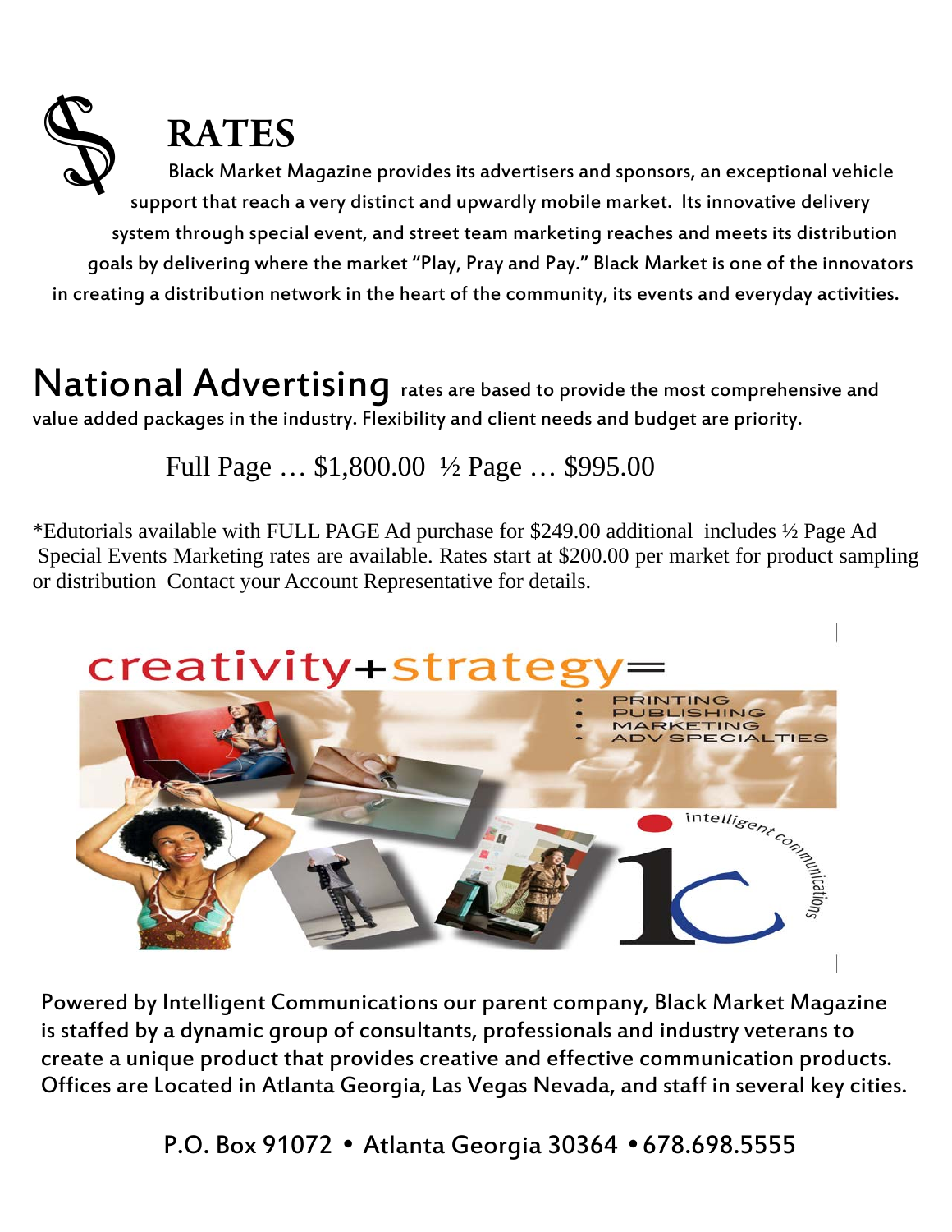# RATES

Black Market Magazine provides its advertisers and sponsors, an exceptional vehicle support that reach a very distinct and upwardly mobile market. Its innovative delivery system through special event, and street team marketing reaches and meets its distribution goals by delivering where the market "Play, Pray and Pay." Black Market is one of the innovators in creating a distribution network in the heart of the community, its events and everyday activities.

## National Advertising

rates are based to provide the most comprehensive and value added packages in the industry. Flexibility and client needs and budget are priority.

Full Page … $1,800.00 ½ Page … $995.00

*Edutorials available with FULL PAGE Ad purchase for $249.00 additional includes ½ Page Ad
Special Events Marketing rates are available. Rates start at $200.00 per market for product sampling or distribution Contact your Account Representative for details.

creativity+strategy=

- PRINTING
- PUBLISHING
- MARKETING
- ADV SPECIALTIES

ic intelligent communications

Powered by Intelligent Communications our parent company, Black Market Magazine is staffed by a dynamic group of consultants, professionals and industry veterans to create a unique product that provides creative and effective communication products. Offices are Located in Atlanta Georgia, Las Vegas Nevada, and staff in several key cities.

P.O. Box 91072 • Atlanta Georgia 30364 • 678.698.5555